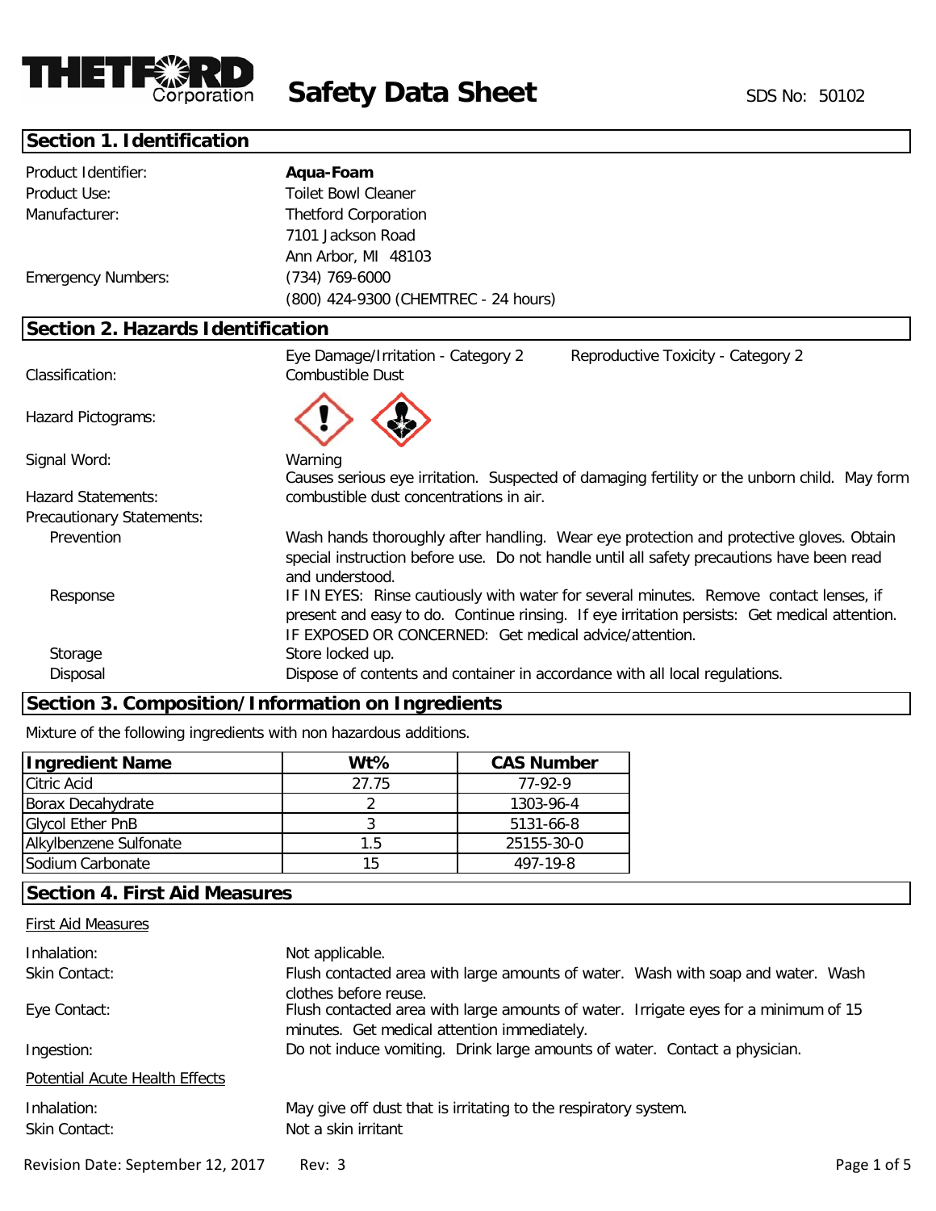THETFORD Corporation

# Safety Data Sheet

SDS No: 50102

## Section 1. Identification

| | |
|---|---|
| Product Identifier: | **Aqua-Foam** |
| Product Use: | Toilet Bowl Cleaner |
| Manufacturer: | Thetford Corporation<br>7101 Jackson Road<br>Ann Arbor, MI 48103 |
| Emergency Numbers: | (734) 769-6000<br>(800) 424-9300 (CHEMTREC - 24 hours) |

## Section 2. Hazards Identification

| | |
|---|---|
| Classification: | Eye Damage/Irritation - Category 2 &nbsp;&nbsp; Reproductive Toxicity - Category 2<br>Combustible Dust |
| Hazard Pictograms: | |
| Signal Word: | Warning |
| Hazard Statements: | Causes serious eye irritation. Suspected of damaging fertility or the unborn child. May form combustible dust concentrations in air. |

Precautionary Statements:

| | |
|---|---|
| Prevention | Wash hands thoroughly after handling. Wear eye protection and protective gloves. Obtain special instruction before use. Do not handle until all safety precautions have been read and understood. |
| Response | IF IN EYES: Rinse cautiously with water for several minutes. Remove contact lenses, if present and easy to do. Continue rinsing. If eye irritation persists: Get medical attention. IF EXPOSED OR CONCERNED: Get medical advice/attention. |
| Storage | Store locked up. |
| Disposal | Dispose of contents and container in accordance with all local regulations. |

## Section 3. Composition/Information on Ingredients

Mixture of the following ingredients with non hazardous additions.

| Ingredient Name | Wt% | CAS Number |
|---|---|---|
| Citric Acid | 27.75 | 77-92-9 |
| Borax Decahydrate | 2 | 1303-96-4 |
| Glycol Ether PnB | 3 | 5131-66-8 |
| Alkylbenzene Sulfonate | 1.5 | 25155-30-0 |
| Sodium Carbonate | 15 | 497-19-8 |

## Section 4. First Aid Measures

First Aid Measures

| | |
|---|---|
| Inhalation: | Not applicable. |
| Skin Contact: | Flush contacted area with large amounts of water. Wash with soap and water. Wash clothes before reuse. |
| Eye Contact: | Flush contacted area with large amounts of water. Irrigate eyes for a minimum of 15 minutes. Get medical attention immediately. |
| Ingestion: | Do not induce vomiting. Drink large amounts of water. Contact a physician. |

Potential Acute Health Effects

| | |
|---|---|
| Inhalation: | May give off dust that is irritating to the respiratory system. |
| Skin Contact: | Not a skin irritant |

Revision Date: September 12, 2017 &nbsp;&nbsp; Rev: 3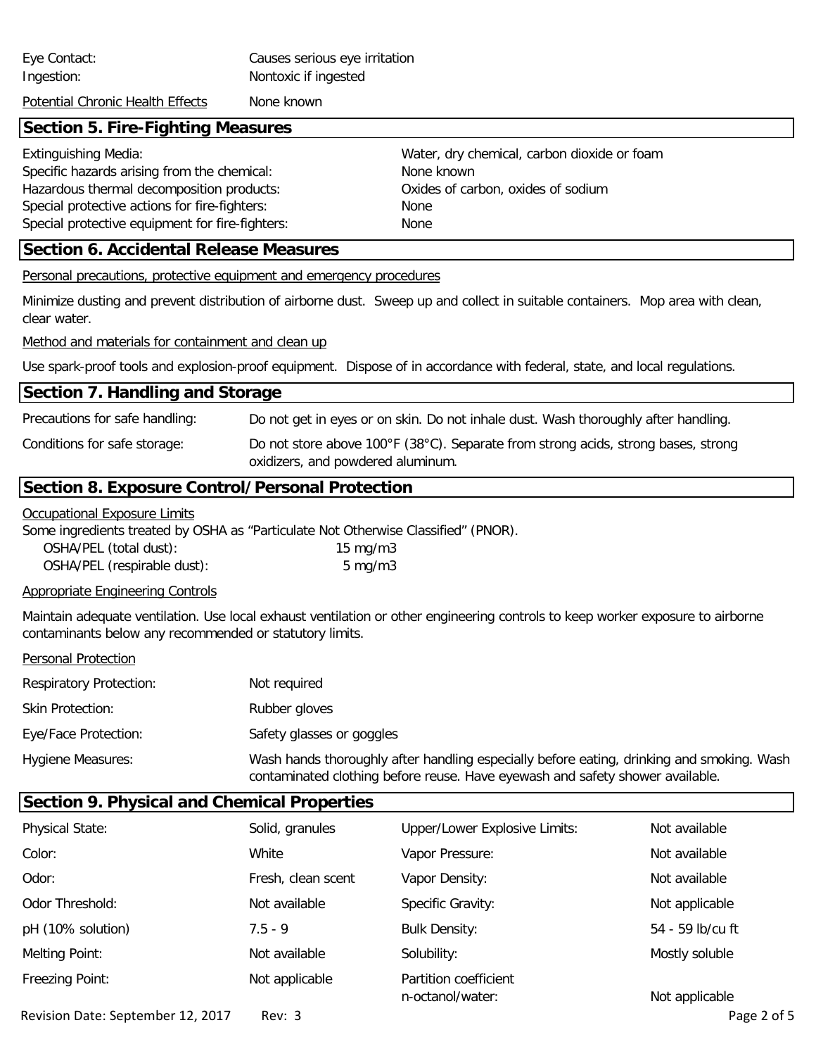| | |
|---|---|
| Eye Contact: | Causes serious eye irritation |
| Ingestion: | Nontoxic if ingested |

Potential Chronic Health Effects — None known

## Section 5. Fire-Fighting Measures

| | |
|---|---|
| Extinguishing Media: | Water, dry chemical, carbon dioxide or foam |
| Specific hazards arising from the chemical: | None known |
| Hazardous thermal decomposition products: | Oxides of carbon, oxides of sodium |
| Special protective actions for fire-fighters: | None |
| Special protective equipment for fire-fighters: | None |

## Section 6. Accidental Release Measures

Personal precautions, protective equipment and emergency procedures

Minimize dusting and prevent distribution of airborne dust. Sweep up and collect in suitable containers. Mop area with clean, clear water.

Method and materials for containment and clean up

Use spark-proof tools and explosion-proof equipment. Dispose of in accordance with federal, state, and local regulations.

## Section 7. Handling and Storage

| | |
|---|---|
| Precautions for safe handling: | Do not get in eyes or on skin. Do not inhale dust. Wash thoroughly after handling. |
| Conditions for safe storage: | Do not store above 100°F (38°C). Separate from strong acids, strong bases, strong oxidizers, and powdered aluminum. |

## Section 8. Exposure Control/Personal Protection

Occupational Exposure Limits

Some ingredients treated by OSHA as "Particulate Not Otherwise Classified" (PNOR).

| | |
|---|---|
| OSHA/PEL (total dust): | 15 mg/m3 |
| OSHA/PEL (respirable dust): | 5 mg/m3 |

Appropriate Engineering Controls

Maintain adequate ventilation. Use local exhaust ventilation or other engineering controls to keep worker exposure to airborne contaminants below any recommended or statutory limits.

Personal Protection

| | |
|---|---|
| Respiratory Protection: | Not required |
| Skin Protection: | Rubber gloves |
| Eye/Face Protection: | Safety glasses or goggles |
| Hygiene Measures: | Wash hands thoroughly after handling especially before eating, drinking and smoking. Wash contaminated clothing before reuse. Have eyewash and safety shower available. |

## Section 9. Physical and Chemical Properties

| | | | |
|---|---|---|---|
| Physical State: | Solid, granules | Upper/Lower Explosive Limits: | Not available |
| Color: | White | Vapor Pressure: | Not available |
| Odor: | Fresh, clean scent | Vapor Density: | Not available |
| Odor Threshold: | Not available | Specific Gravity: | Not applicable |
| pH (10% solution) | 7.5 - 9 | Bulk Density: | 54 - 59 lb/cu ft |
| Melting Point: | Not available | Solubility: | Mostly soluble |
| Freezing Point: | Not applicable | Partition coefficient n-octanol/water: | Not applicable |

Revision Date: September 12, 2017 Rev: 3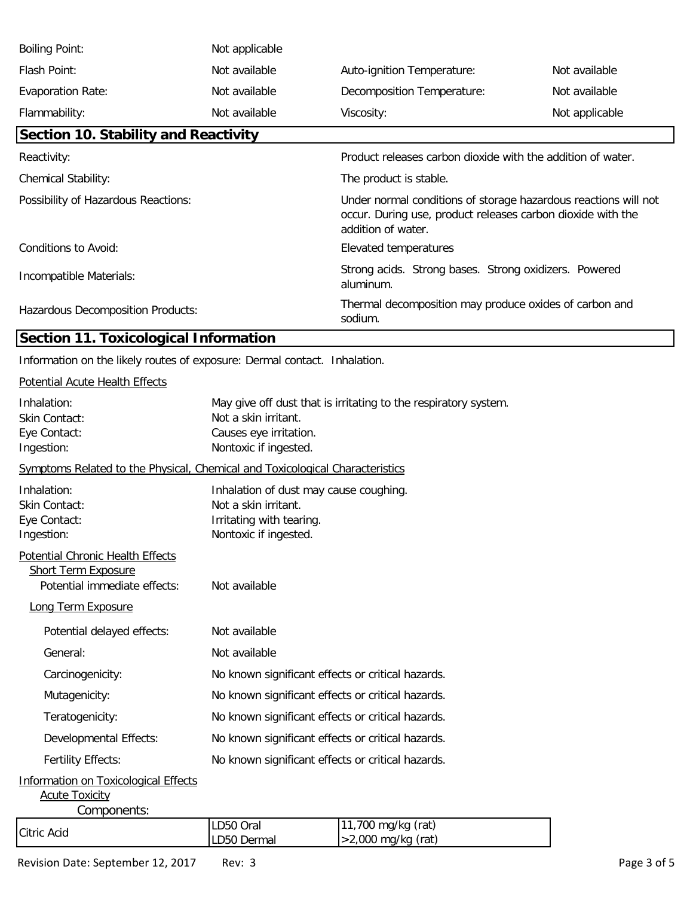| | | | |
|---|---|---|---|
| Boiling Point: | Not applicable | | |
| Flash Point: | Not available | Auto-ignition Temperature: | Not available |
| Evaporation Rate: | Not available | Decomposition Temperature: | Not available |
| Flammability: | Not available | Viscosity: | Not applicable |

## Section 10. Stability and Reactivity

| | |
|---|---|
| Reactivity: | Product releases carbon dioxide with the addition of water. |
| Chemical Stability: | The product is stable. |
| Possibility of Hazardous Reactions: | Under normal conditions of storage hazardous reactions will not occur. During use, product releases carbon dioxide with the addition of water. |
| Conditions to Avoid: | Elevated temperatures |
| Incompatible Materials: | Strong acids. Strong bases. Strong oxidizers. Powered aluminum. |
| Hazardous Decomposition Products: | Thermal decomposition may produce oxides of carbon and sodium. |

## Section 11. Toxicological Information

Information on the likely routes of exposure: Dermal contact. Inhalation.

Potential Acute Health Effects

Inhalation: May give off dust that is irritating to the respiratory system.
Skin Contact: Not a skin irritant.
Eye Contact: Causes eye irritation.
Ingestion: Nontoxic if ingested.

Symptoms Related to the Physical, Chemical and Toxicological Characteristics

Inhalation: Inhalation of dust may cause coughing.
Skin Contact: Not a skin irritant.
Eye Contact: Irritating with tearing.
Ingestion: Nontoxic if ingested.

Potential Chronic Health Effects

Short Term Exposure

Potential immediate effects: Not available

Long Term Exposure

Potential delayed effects: Not available

General: Not available

Carcinogenicity: No known significant effects or critical hazards.

Mutagenicity: No known significant effects or critical hazards.

Teratogenicity: No known significant effects or critical hazards.

Developmental Effects: No known significant effects or critical hazards.

Fertility Effects: No known significant effects or critical hazards.

Information on Toxicological Effects

Acute Toxicity

Components:

| Component | Test | Result |
|---|---|---|
| Citric Acid | LD50 Oral<br>LD50 Dermal | 11,700 mg/kg (rat)<br>>2,000 mg/kg (rat) |

Revision Date: September 12, 2017 Rev: 3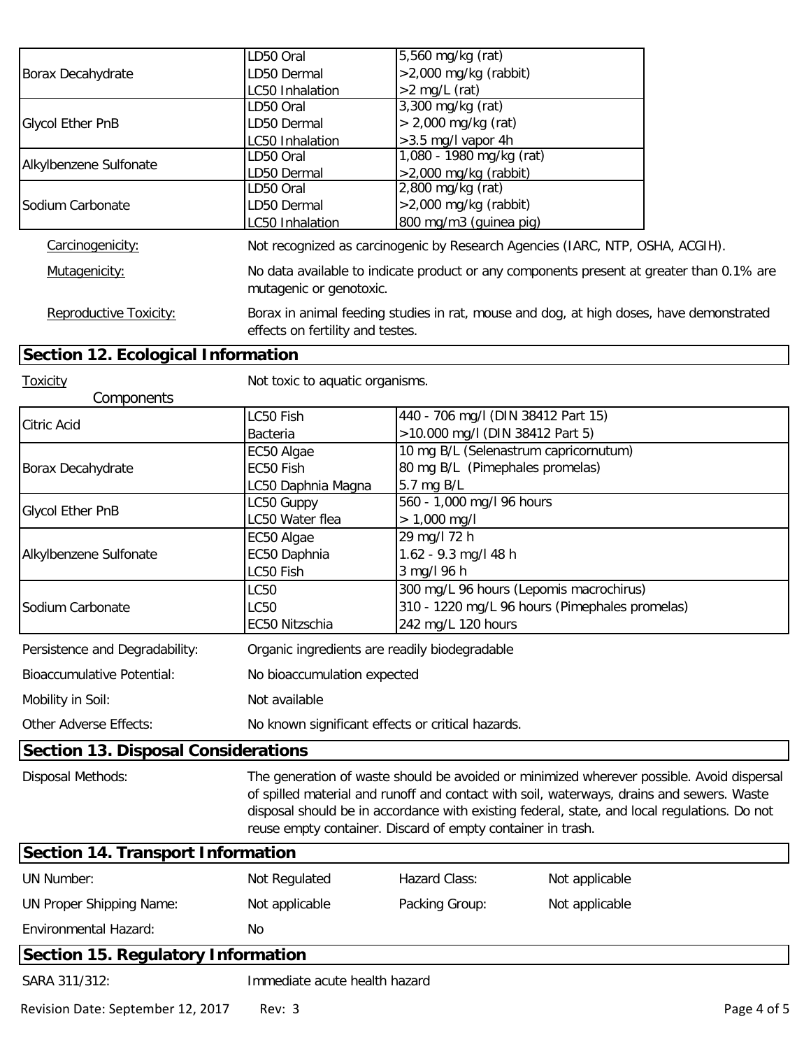| | | |
|---|---|---|
| Borax Decahydrate | LD50 Oral<br>LD50 Dermal<br>LC50 Inhalation | 5,560 mg/kg (rat)<br>>2,000 mg/kg (rabbit)<br>>2 mg/L (rat) |
| Glycol Ether PnB | LD50 Oral<br>LD50 Dermal<br>LC50 Inhalation | 3,300 mg/kg (rat)<br>> 2,000 mg/kg (rat)<br>>3.5 mg/l vapor 4h |
| Alkylbenzene Sulfonate | LD50 Oral<br>LD50 Dermal | 1,080 - 1980 mg/kg (rat)<br>>2,000 mg/kg (rabbit) |
| Sodium Carbonate | LD50 Oral<br>LD50 Dermal<br>LC50 Inhalation | 2,800 mg/kg (rat)<br>>2,000 mg/kg (rabbit)<br>800 mg/m3 (guinea pig) |

Carcinogenicity: Not recognized as carcinogenic by Research Agencies (IARC, NTP, OSHA, ACGIH).

Mutagenicity: No data available to indicate product or any components present at greater than 0.1% are mutagenic or genotoxic.

Reproductive Toxicity: Borax in animal feeding studies in rat, mouse and dog, at high doses, have demonstrated effects on fertility and testes.

## Section 12. Ecological Information

Toxicity: Not toxic to aquatic organisms.

Components

| | | |
|---|---|---|
| Citric Acid | LC50 Fish<br>Bacteria | 440 - 706 mg/l (DIN 38412 Part 15)<br>>10.000 mg/l (DIN 38412 Part 5) |
| Borax Decahydrate | EC50 Algae<br>EC50 Fish<br>LC50 Daphnia Magna | 10 mg B/L (Selenastrum capricornutum)<br>80 mg B/L (Pimephales promelas)<br>5.7 mg B/L |
| Glycol Ether PnB | LC50 Guppy<br>LC50 Water flea | 560 - 1,000 mg/l 96 hours<br>> 1,000 mg/l |
| Alkylbenzene Sulfonate | EC50 Algae<br>EC50 Daphnia<br>LC50 Fish | 29 mg/l 72 h<br>1.62 - 9.3 mg/l 48 h<br>3 mg/l 96 h |
| Sodium Carbonate | LC50<br>LC50<br>EC50 Nitzschia | 300 mg/L 96 hours (Lepomis macrochirus)<br>310 - 1220 mg/L 96 hours (Pimephales promelas)<br>242 mg/L 120 hours |

Persistence and Degradability: Organic ingredients are readily biodegradable

Bioaccumulative Potential: No bioaccumulation expected

Mobility in Soil: Not available

Other Adverse Effects: No known significant effects or critical hazards.

## Section 13. Disposal Considerations

Disposal Methods: The generation of waste should be avoided or minimized wherever possible. Avoid dispersal of spilled material and runoff and contact with soil, waterways, drains and sewers. Waste disposal should be in accordance with existing federal, state, and local regulations. Do not reuse empty container. Discard of empty container in trash.

## Section 14. Transport Information

| | | | |
|---|---|---|---|
| UN Number: | Not Regulated | Hazard Class: | Not applicable |
| UN Proper Shipping Name: | Not applicable | Packing Group: | Not applicable |
| Environmental Hazard: | No | | |

## Section 15. Regulatory Information

SARA 311/312: Immediate acute health hazard

Revision Date: September 12, 2017 Rev: 3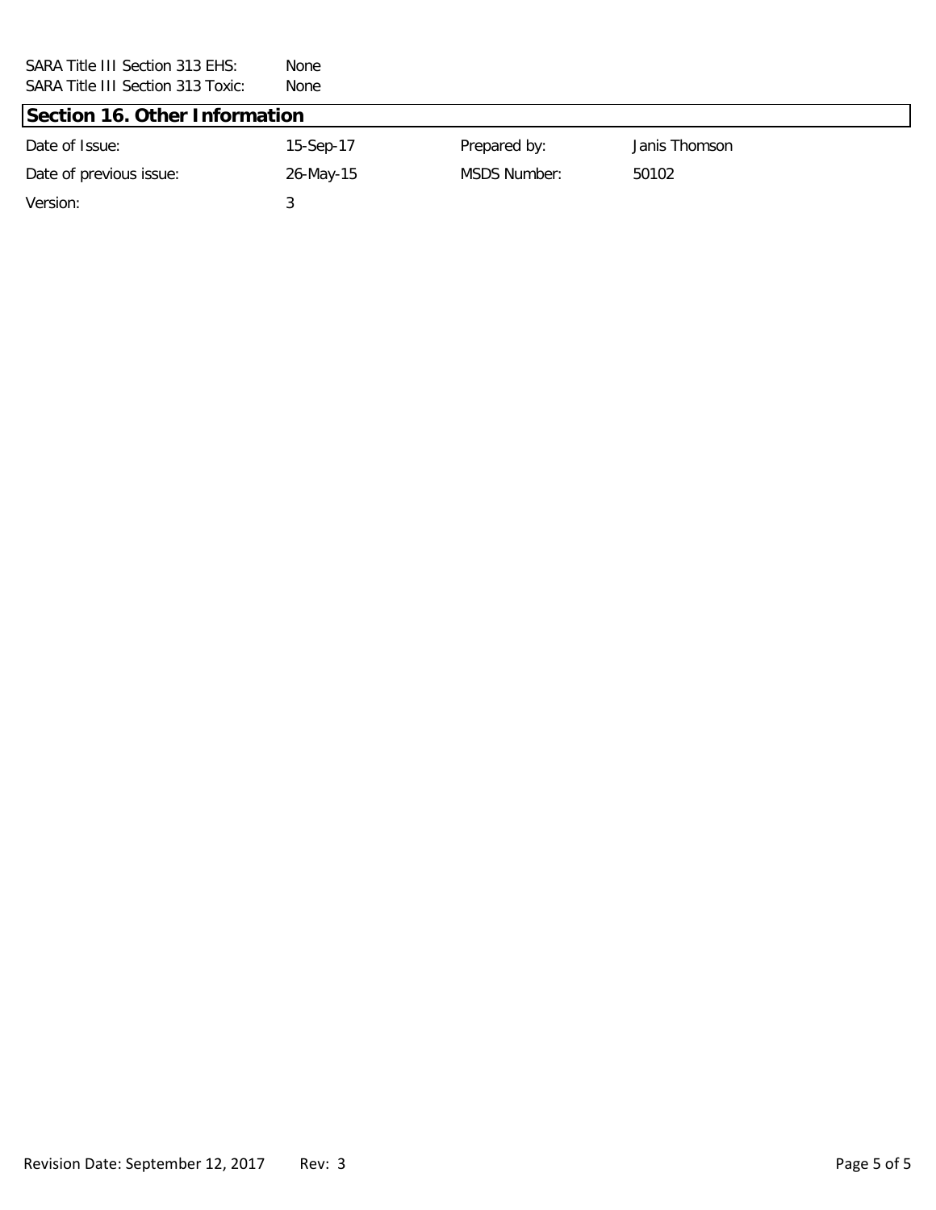SARA Title III Section 313 EHS: None
SARA Title III Section 313 Toxic: None

## Section 16. Other Information

| | | | |
|---|---|---|---|
| Date of Issue: | 15-Sep-17 | Prepared by: | Janis Thomson |
| Date of previous issue: | 26-May-15 | MSDS Number: | 50102 |
| Version: | 3 | | |